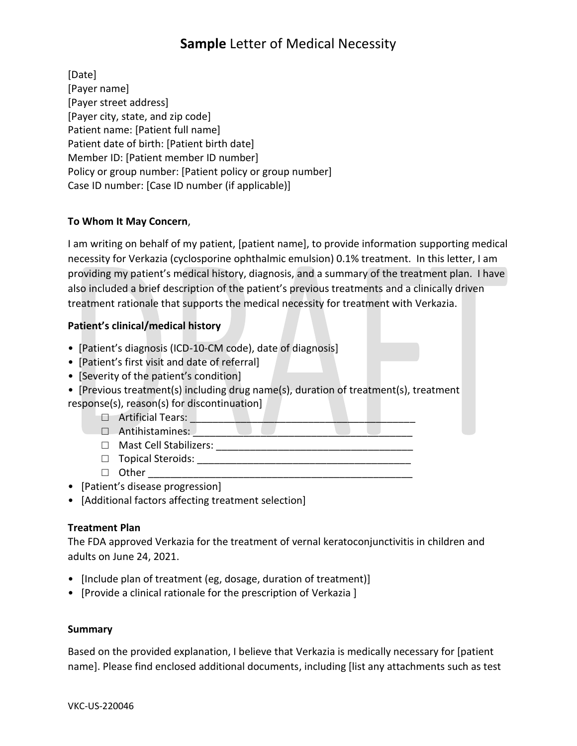# **Sample** Letter of Medical Necessity

[Date]
[Payer name]
[Payer street address]
[Payer city, state, and zip code]
Patient name: [Patient full name]
Patient date of birth: [Patient birth date]
Member ID: [Patient member ID number]
Policy or group number: [Patient policy or group number]
Case ID number: [Case ID number (if applicable)]

**To Whom It May Concern**,

I am writing on behalf of my patient, [patient name], to provide information supporting medical necessity for Verkazia (cyclosporine ophthalmic emulsion) 0.1% treatment. In this letter, I am providing my patient's medical history, diagnosis, and a summary of the treatment plan. I have also included a brief description of the patient's previous treatments and a clinically driven treatment rationale that supports the medical necessity for treatment with Verkazia.

**Patient's clinical/medical history**

- [Patient's diagnosis (ICD-10-CM code), date of diagnosis]
- [Patient's first visit and date of referral]
- [Severity of the patient's condition]
- [Previous treatment(s) including drug name(s), duration of treatment(s), treatment response(s), reason(s) for discontinuation]
  - ☐ Artificial Tears: ________________________________________
  - ☐ Antihistamines: ________________________________________
  - ☐ Mast Cell Stabilizers: ___________________________________
  - ☐ Topical Steroids: _______________________________________
  - ☐ Other _______________________________________________
- [Patient's disease progression]
- [Additional factors affecting treatment selection]

**Treatment Plan**

The FDA approved Verkazia for the treatment of vernal keratoconjunctivitis in children and adults on June 24, 2021.

- [Include plan of treatment (eg, dosage, duration of treatment)]
- [Provide a clinical rationale for the prescription of Verkazia ]

**Summary**

Based on the provided explanation, I believe that Verkazia is medically necessary for [patient name]. Please find enclosed additional documents, including [list any attachments such as test

VKC-US-220046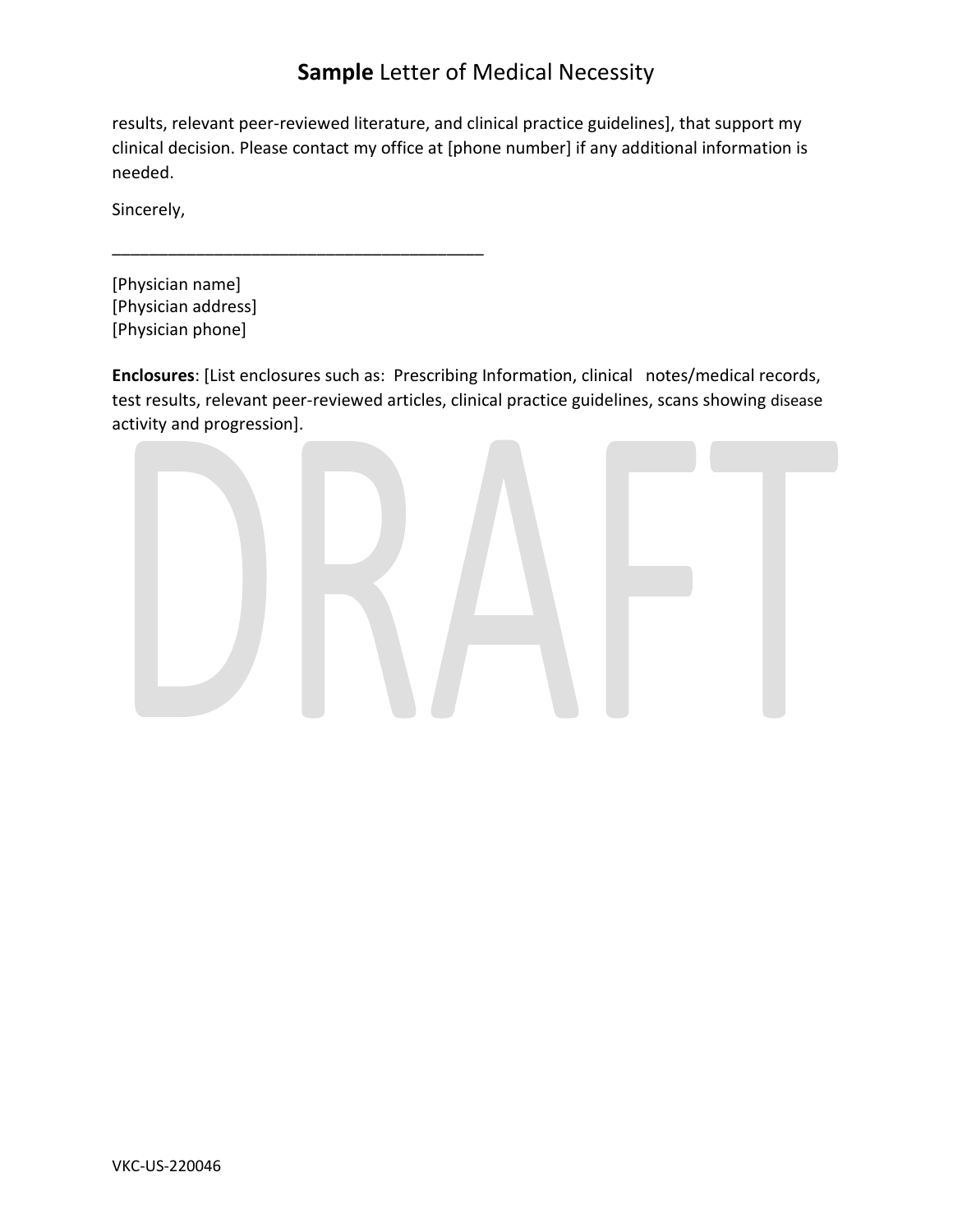results, relevant peer-reviewed literature, and clinical practice guidelines], that support my clinical decision. Please contact my office at [phone number] if any additional information is needed.

Sincerely,

_________________________________________

[Physician name]
[Physician address]
[Physician phone]

**Enclosures**: [List enclosures such as: Prescribing Information, clinical notes/medical records, test results, relevant peer-reviewed articles, clinical practice guidelines, scans showing disease activity and progression].

DRAFT

VKC-US-220046